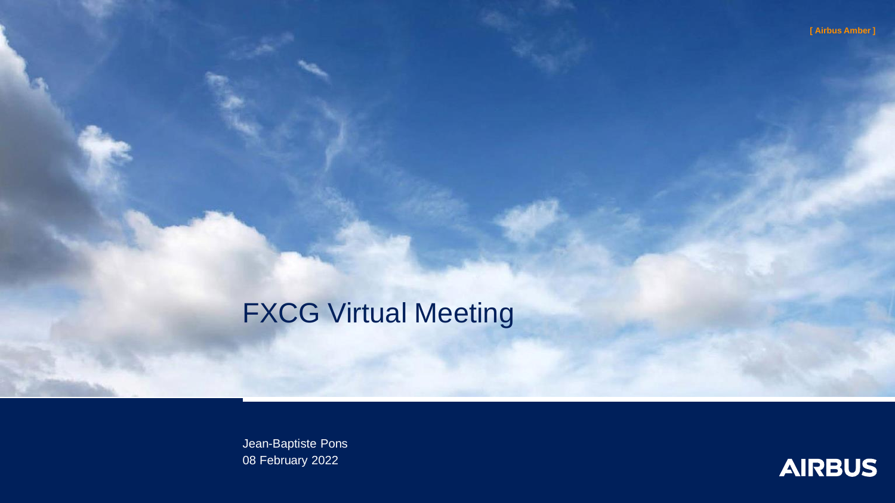[ Airbus Amber ]

# FXCG Virtual Meeting

Jean-Baptiste Pons
08 February 2022

AIRBUS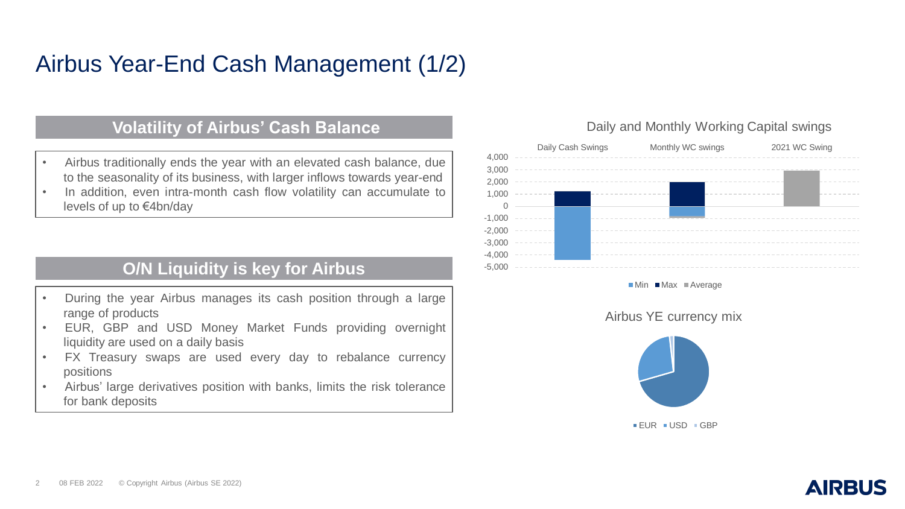# Airbus Year-End Cash Management (1/2)

## Volatility of Airbus' Cash Balance

- Airbus traditionally ends the year with an elevated cash balance, due to the seasonality of its business, with larger inflows towards year-end
- In addition, even intra-month cash flow volatility can accumulate to levels of up to €4bn/day

## O/N Liquidity is key for Airbus

- During the year Airbus manages its cash position through a large range of products
- EUR, GBP and USD Money Market Funds providing overnight liquidity are used on a daily basis
- FX Treasury swaps are used every day to rebalance currency positions
- Airbus' large derivatives position with banks, limits the risk tolerance for bank deposits

Daily and Monthly Working Capital swings

Daily Cash Swings
Monthly WC swings
2021 WC Swing

4,000
3,000
2,000
1,000
0
-1,000
-2,000
-3,000
-4,000
-5,000

Min
Max
Average

Airbus YE currency mix

EUR
USD
GBP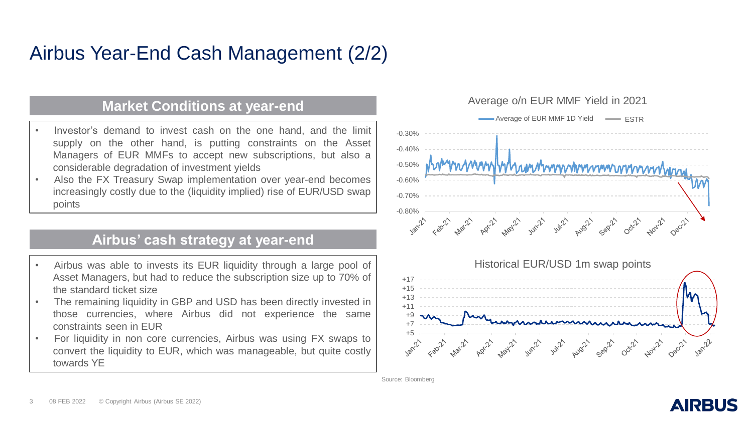# Airbus Year-End Cash Management (2/2)

## Market Conditions at year-end

- Investor's demand to invest cash on the one hand, and the limit supply on the other hand, is putting constraints on the Asset Managers of EUR MMFs to accept new subscriptions, but also a considerable degradation of investment yields
- Also the FX Treasury Swap implementation over year-end becomes increasingly costly due to the (liquidity implied) rise of EUR/USD swap points

## Airbus' cash strategy at year-end

- Airbus was able to invests its EUR liquidity through a large pool of Asset Managers, but had to reduce the subscription size up to 70% of the standard ticket size
- The remaining liquidity in GBP and USD has been directly invested in those currencies, where Airbus did not experience the same constraints seen in EUR
- For liquidity in non core currencies, Airbus was using FX swaps to convert the liquidity to EUR, which was manageable, but quite costly towards YE

Average o/n EUR MMF Yield in 2021

Average of EUR MMF 1D Yield
ESTR

-0.30%
-0.40%
-0.50%
-0.60%
-0.70%
-0.80%

Jan-21 Feb-21 Mar-21 Apr-21 May-21 Jun-21 Jul-21 Aug-21 Sep-21 Oct-21 Nov-21 Dec-21

Historical EUR/USD 1m swap points

+17
+15
+13
+11
+9
+7
+5

Jan-21 Feb-21 Mar-21 Apr-21 May-21 Jun-21 Jul-21 Aug-21 Sep-21 Oct-21 Nov-21 Dec-21 Jan-22

Source: Bloomberg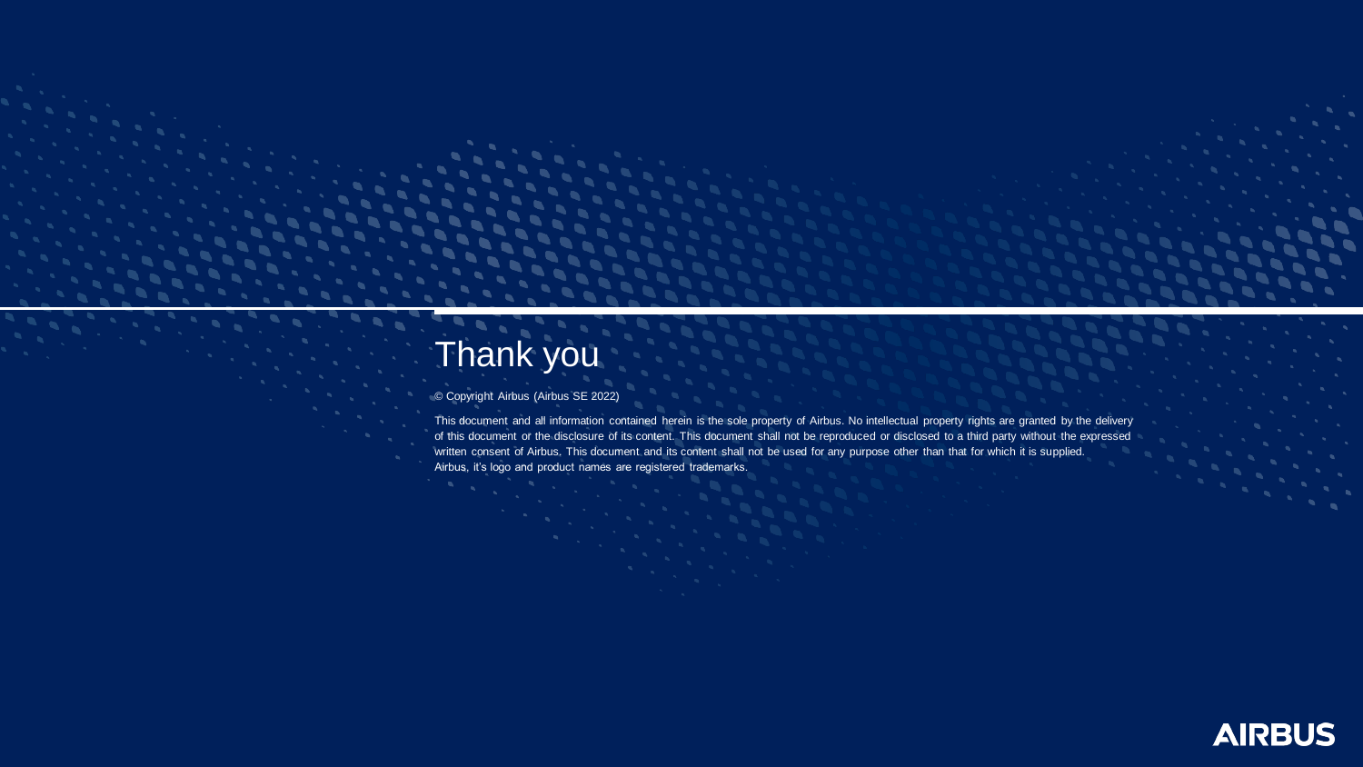# Thank you

© Copyright Airbus (Airbus SE 2022)

This document and all information contained herein is the sole property of Airbus. No intellectual property rights are granted by the delivery of this document or the disclosure of its content. This document shall not be reproduced or disclosed to a third party without the expressed written consent of Airbus. This document and its content shall not be used for any purpose other than that for which it is supplied.
Airbus, it's logo and product names are registered trademarks.

AIRBUS